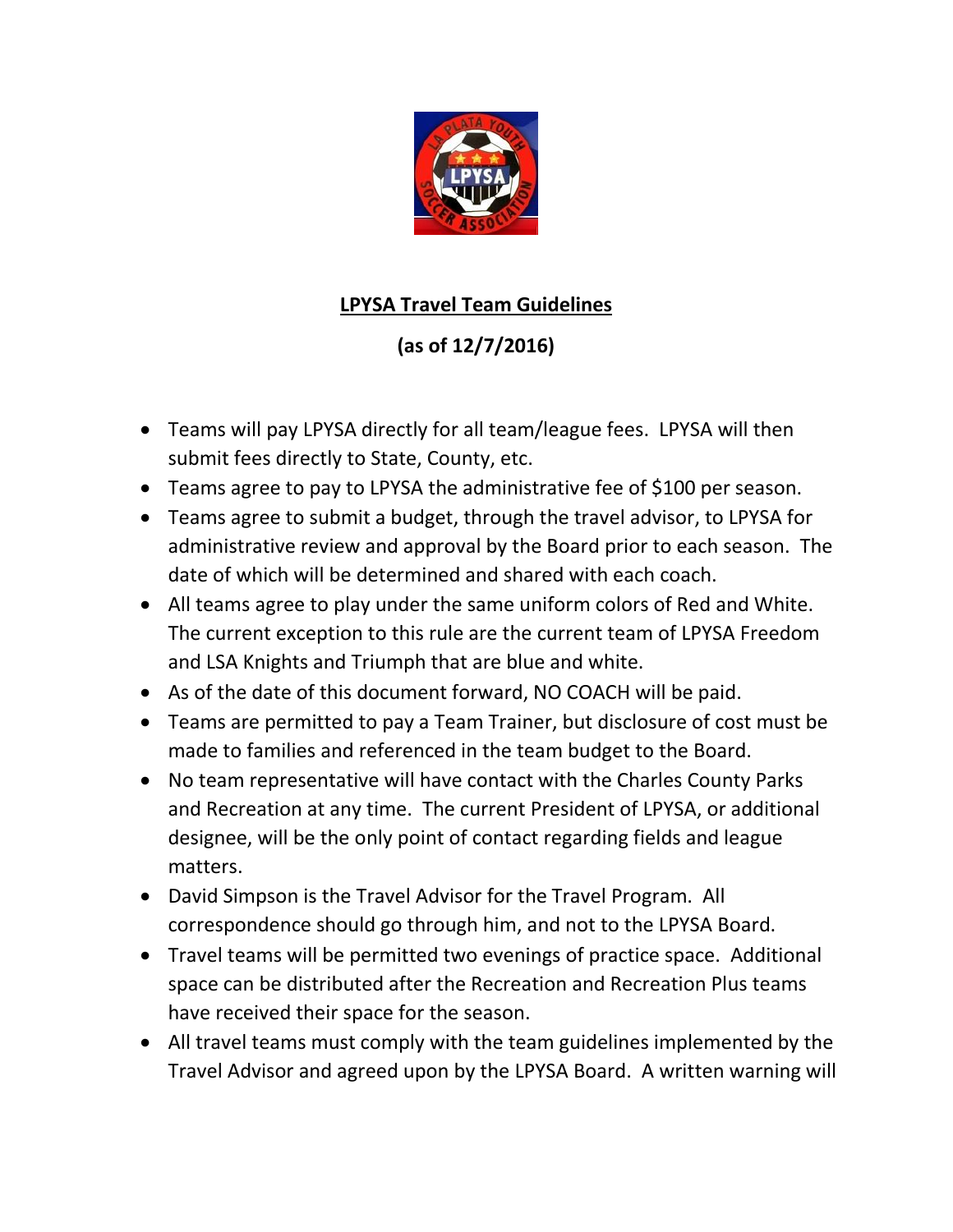**LPYSA Travel Team Guidelines**

**(as of 12/7/2016)**

- Teams will pay LPYSA directly for all team/league fees. LPYSA will then submit fees directly to State, County, etc.
- Teams agree to pay to LPYSA the administrative fee of $100 per season.
- Teams agree to submit a budget, through the travel advisor, to LPYSA for administrative review and approval by the Board prior to each season. The date of which will be determined and shared with each coach.
- All teams agree to play under the same uniform colors of Red and White. The current exception to this rule are the current team of LPYSA Freedom and LSA Knights and Triumph that are blue and white.
- As of the date of this document forward, NO COACH will be paid.
- Teams are permitted to pay a Team Trainer, but disclosure of cost must be made to families and referenced in the team budget to the Board.
- No team representative will have contact with the Charles County Parks and Recreation at any time. The current President of LPYSA, or additional designee, will be the only point of contact regarding fields and league matters.
- David Simpson is the Travel Advisor for the Travel Program. All correspondence should go through him, and not to the LPYSA Board.
- Travel teams will be permitted two evenings of practice space. Additional space can be distributed after the Recreation and Recreation Plus teams have received their space for the season.
- All travel teams must comply with the team guidelines implemented by the Travel Advisor and agreed upon by the LPYSA Board. A written warning will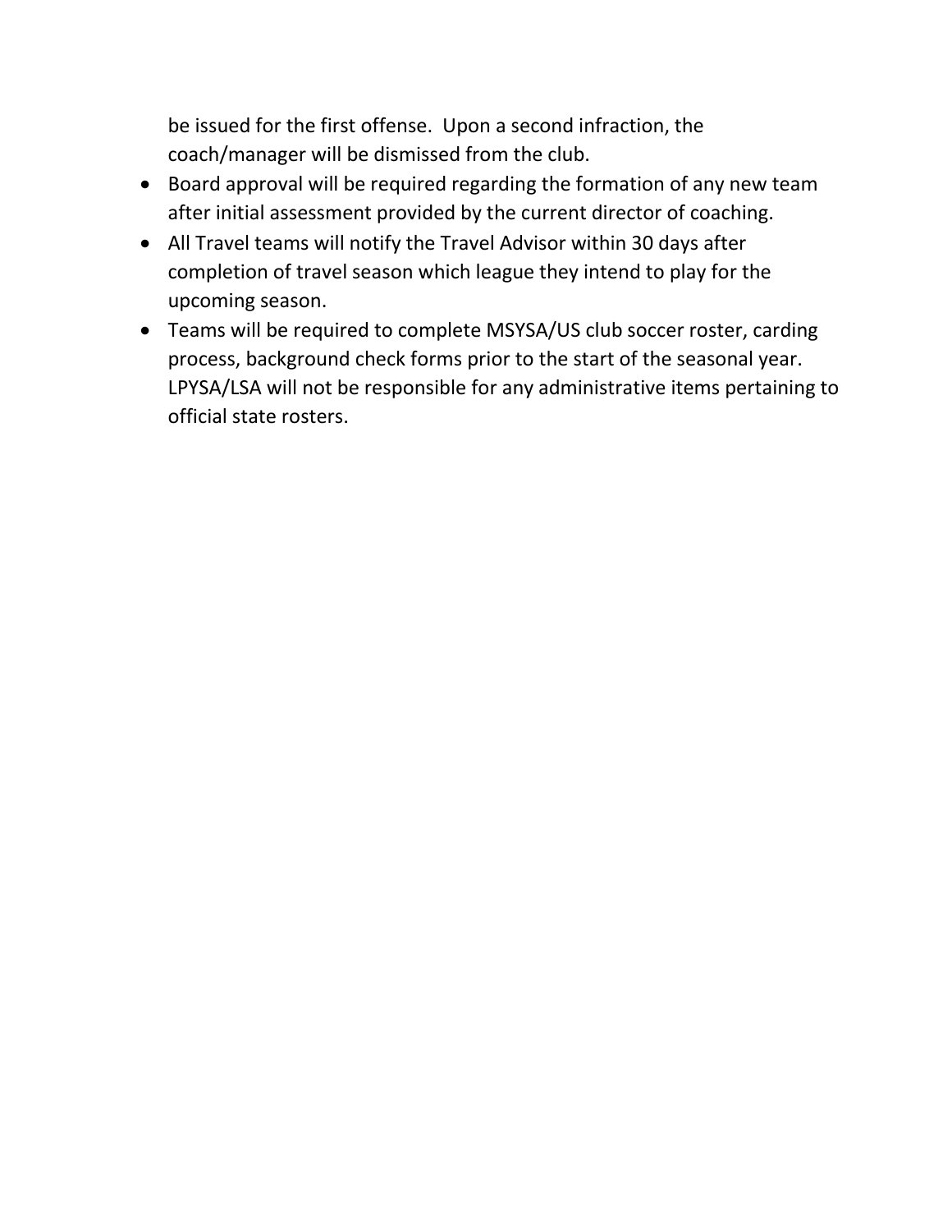be issued for the first offense. Upon a second infraction, the coach/manager will be dismissed from the club.

- Board approval will be required regarding the formation of any new team after initial assessment provided by the current director of coaching.
- All Travel teams will notify the Travel Advisor within 30 days after completion of travel season which league they intend to play for the upcoming season.
- Teams will be required to complete MSYSA/US club soccer roster, carding process, background check forms prior to the start of the seasonal year. LPYSA/LSA will not be responsible for any administrative items pertaining to official state rosters.